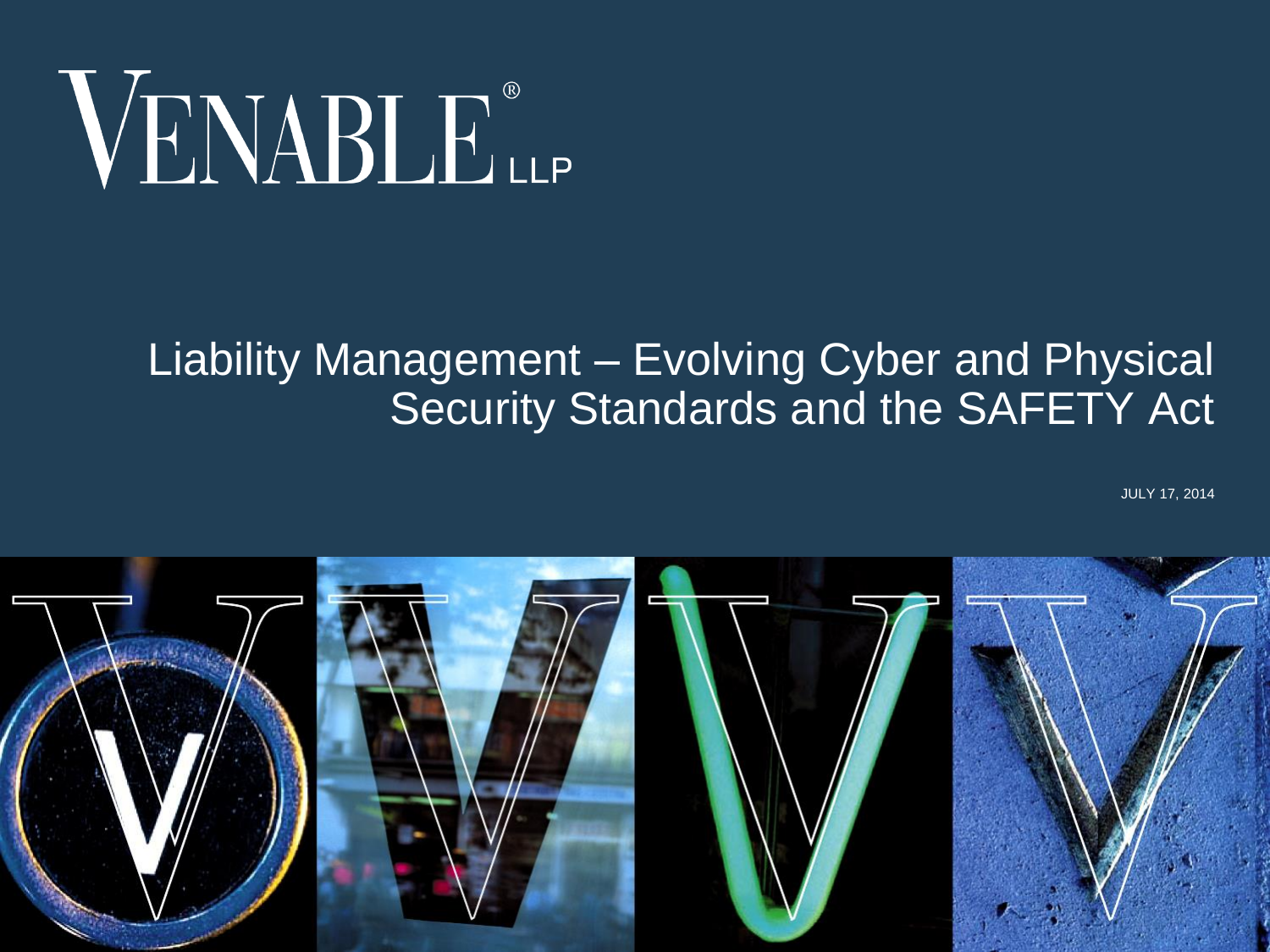VENABLE® LLP

# Liability Management – Evolving Cyber and Physical Security Standards and the SAFETY Act

JULY 17, 2014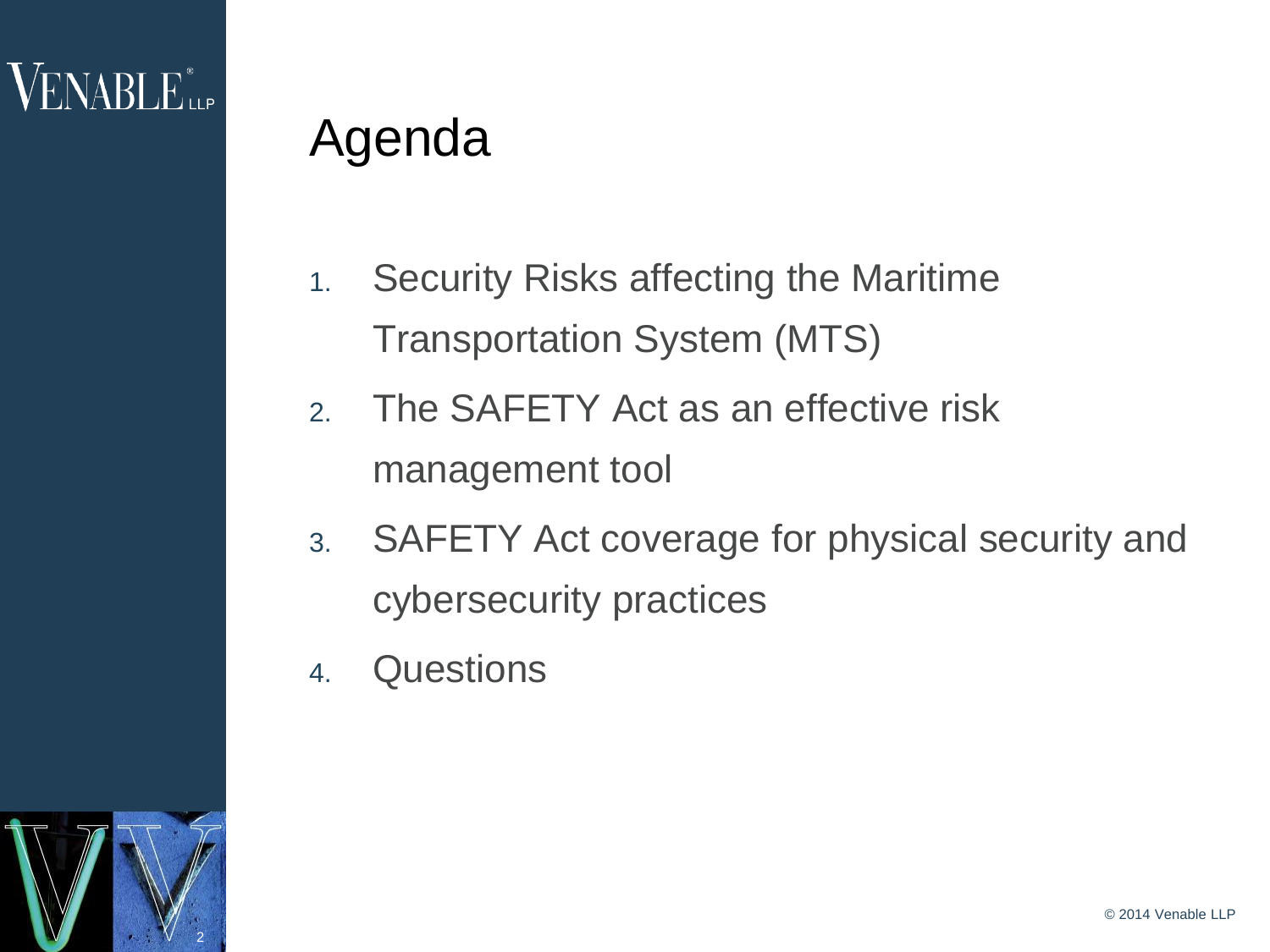# Agenda

1. Security Risks affecting the Maritime Transportation System (MTS)
2. The SAFETY Act as an effective risk management tool
3. SAFETY Act coverage for physical security and cybersecurity practices
4. Questions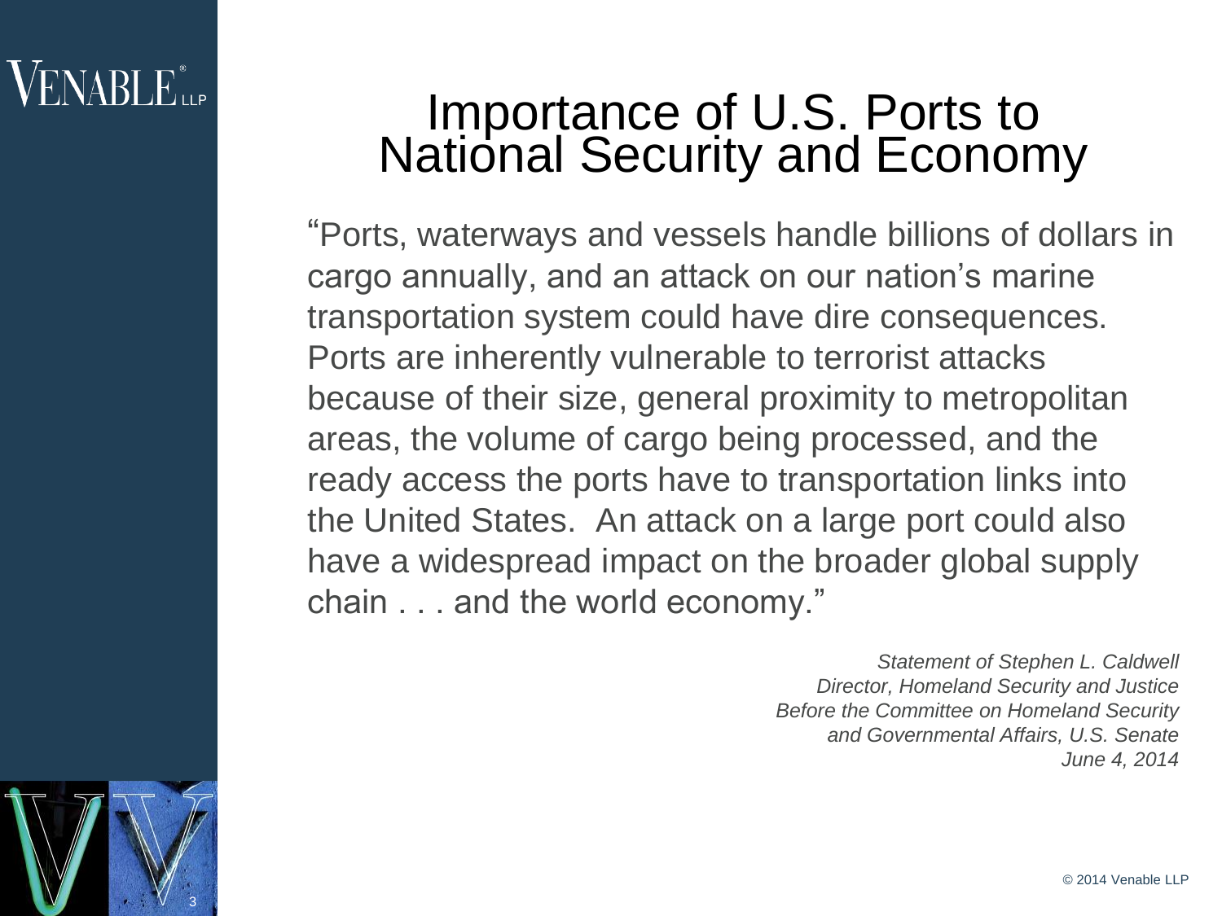# Importance of U.S. Ports to National Security and Economy

"Ports, waterways and vessels handle billions of dollars in cargo annually, and an attack on our nation's marine transportation system could have dire consequences. Ports are inherently vulnerable to terrorist attacks because of their size, general proximity to metropolitan areas, the volume of cargo being processed, and the ready access the ports have to transportation links into the United States. An attack on a large port could also have a widespread impact on the broader global supply chain . . . and the world economy."

*Statement of Stephen L. Caldwell*
*Director, Homeland Security and Justice*
*Before the Committee on Homeland Security and Governmental Affairs, U.S. Senate*
*June 4, 2014*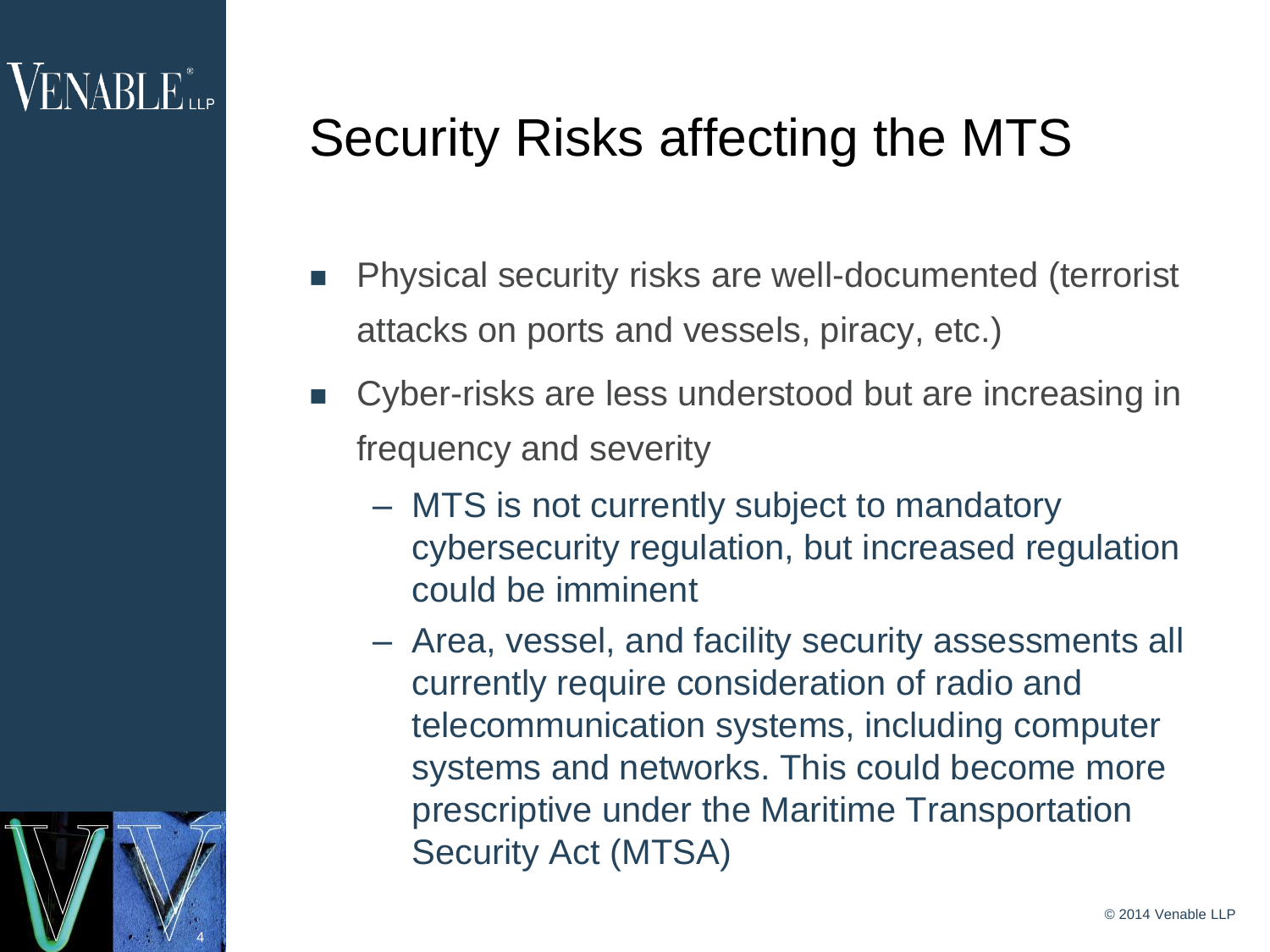# Security Risks affecting the MTS

- Physical security risks are well-documented (terrorist attacks on ports and vessels, piracy, etc.)
- Cyber-risks are less understood but are increasing in frequency and severity
  - MTS is not currently subject to mandatory cybersecurity regulation, but increased regulation could be imminent
  - Area, vessel, and facility security assessments all currently require consideration of radio and telecommunication systems, including computer systems and networks. This could become more prescriptive under the Maritime Transportation Security Act (MTSA)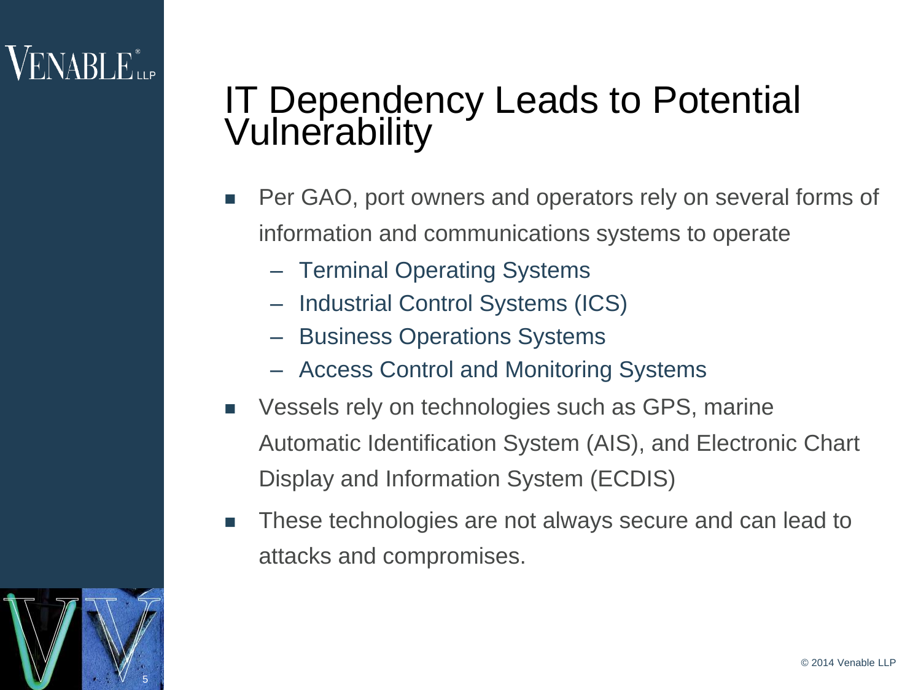# IT Dependency Leads to Potential Vulnerability

- Per GAO, port owners and operators rely on several forms of information and communications systems to operate
  - Terminal Operating Systems
  - Industrial Control Systems (ICS)
  - Business Operations Systems
  - Access Control and Monitoring Systems
- Vessels rely on technologies such as GPS, marine Automatic Identification System (AIS), and Electronic Chart Display and Information System (ECDIS)
- These technologies are not always secure and can lead to attacks and compromises.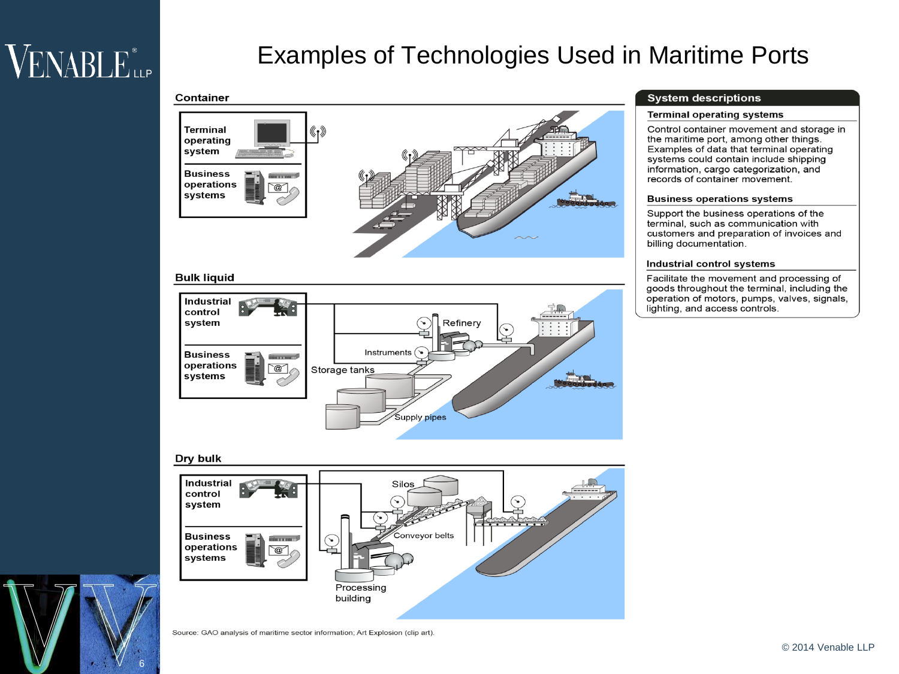# Examples of Technologies Used in Maritime Ports

## Container

Terminal operating system

Business operations systems

## Bulk liquid

Industrial control system

Business operations systems

Refinery

Instruments

Storage tanks

Supply pipes

## Dry bulk

Industrial control system

Business operations systems

Silos

Conveyor belts

Processing building

## System descriptions

### Terminal operating systems

Control container movement and storage in the maritime port, among other things. Examples of data that terminal operating systems could contain include shipping information, cargo categorization, and records of container movement.

### Business operations systems

Support the business operations of the terminal, such as communication with customers and preparation of invoices and billing documentation.

### Industrial control systems

Facilitate the movement and processing of goods throughout the terminal, including the operation of motors, pumps, valves, signals, lighting, and access controls.

Source: GAO analysis of maritime sector information; Art Explosion (clip art).

© 2014 Venable LLP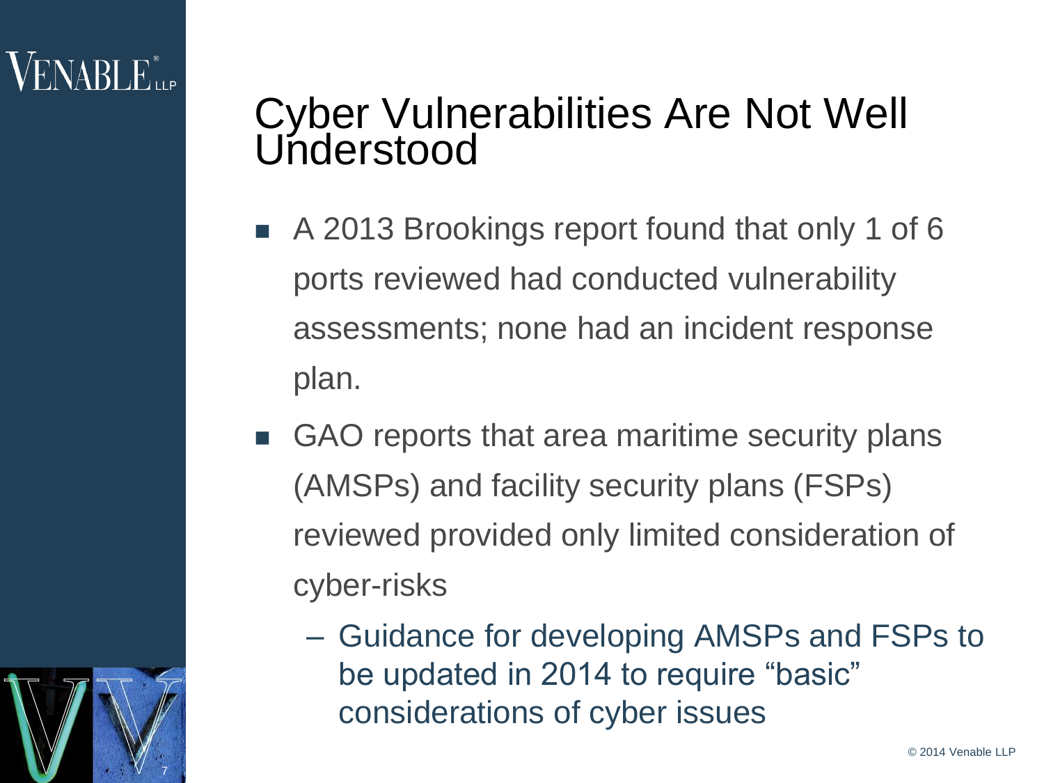# Cyber Vulnerabilities Are Not Well Understood

- A 2013 Brookings report found that only 1 of 6 ports reviewed had conducted vulnerability assessments; none had an incident response plan.
- GAO reports that area maritime security plans (AMSPs) and facility security plans (FSPs) reviewed provided only limited consideration of cyber-risks
  - Guidance for developing AMSPs and FSPs to be updated in 2014 to require "basic" considerations of cyber issues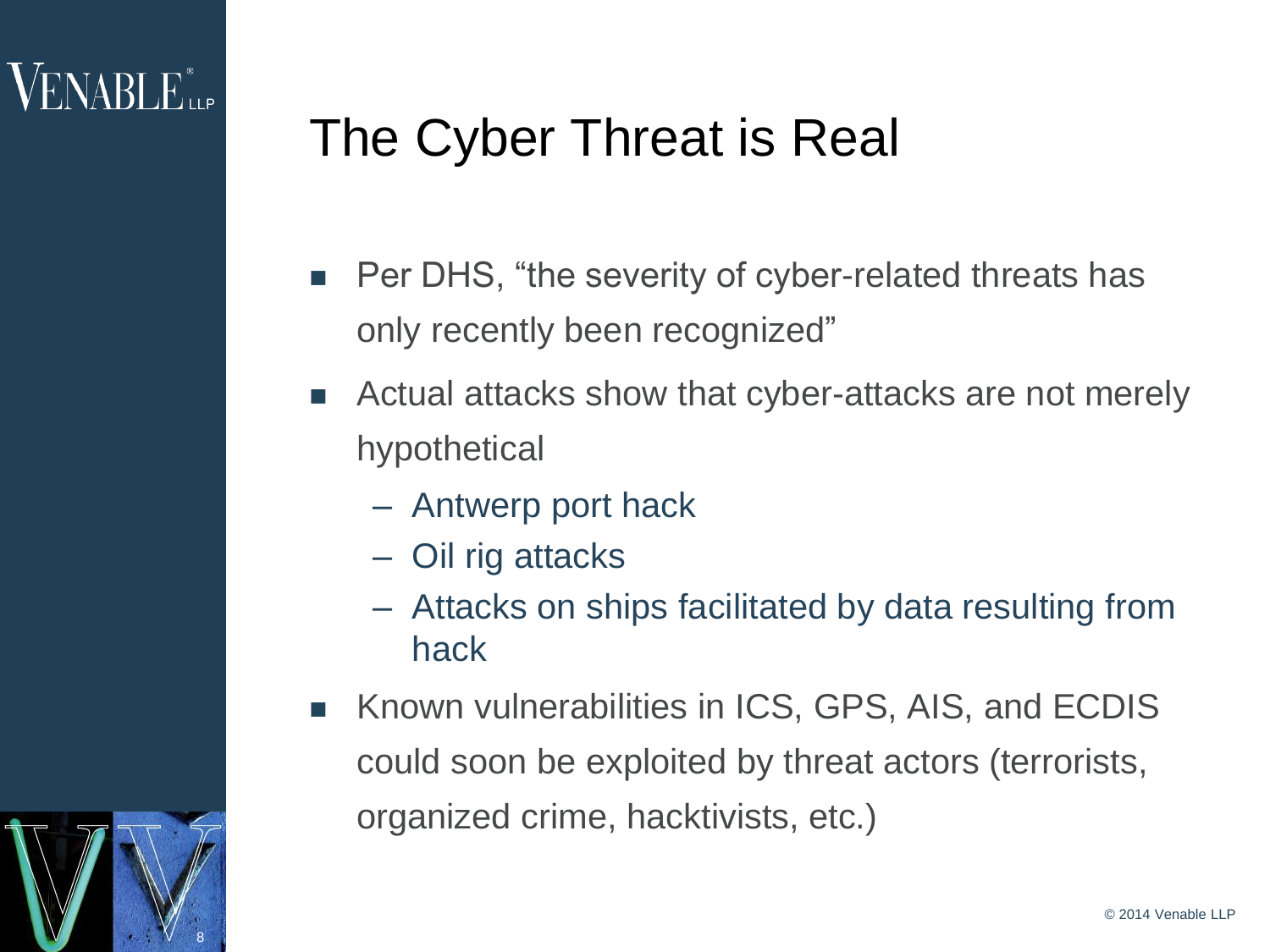# The Cyber Threat is Real

- Per DHS, “the severity of cyber-related threats has only recently been recognized”
- Actual attacks show that cyber-attacks are not merely hypothetical
  - Antwerp port hack
  - Oil rig attacks
  - Attacks on ships facilitated by data resulting from hack
- Known vulnerabilities in ICS, GPS, AIS, and ECDIS could soon be exploited by threat actors (terrorists, organized crime, hacktivists, etc.)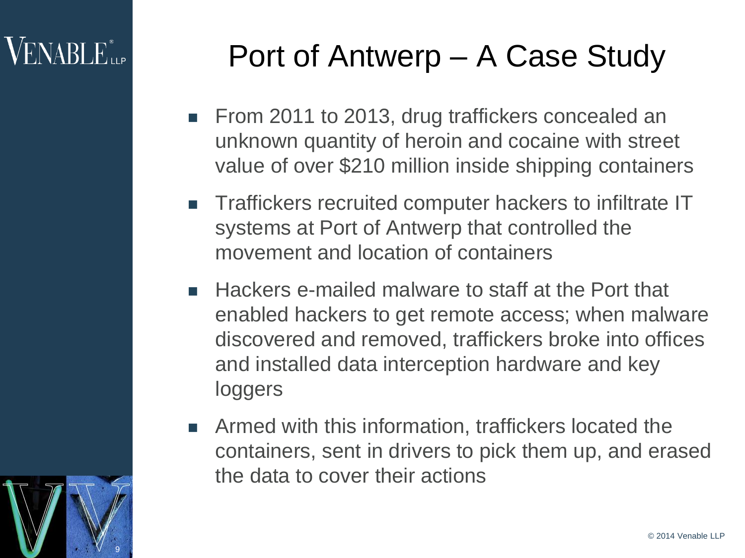# Port of Antwerp – A Case Study

- From 2011 to 2013, drug traffickers concealed an unknown quantity of heroin and cocaine with street value of over $210 million inside shipping containers
- Traffickers recruited computer hackers to infiltrate IT systems at Port of Antwerp that controlled the movement and location of containers
- Hackers e-mailed malware to staff at the Port that enabled hackers to get remote access; when malware discovered and removed, traffickers broke into offices and installed data interception hardware and key loggers
- Armed with this information, traffickers located the containers, sent in drivers to pick them up, and erased the data to cover their actions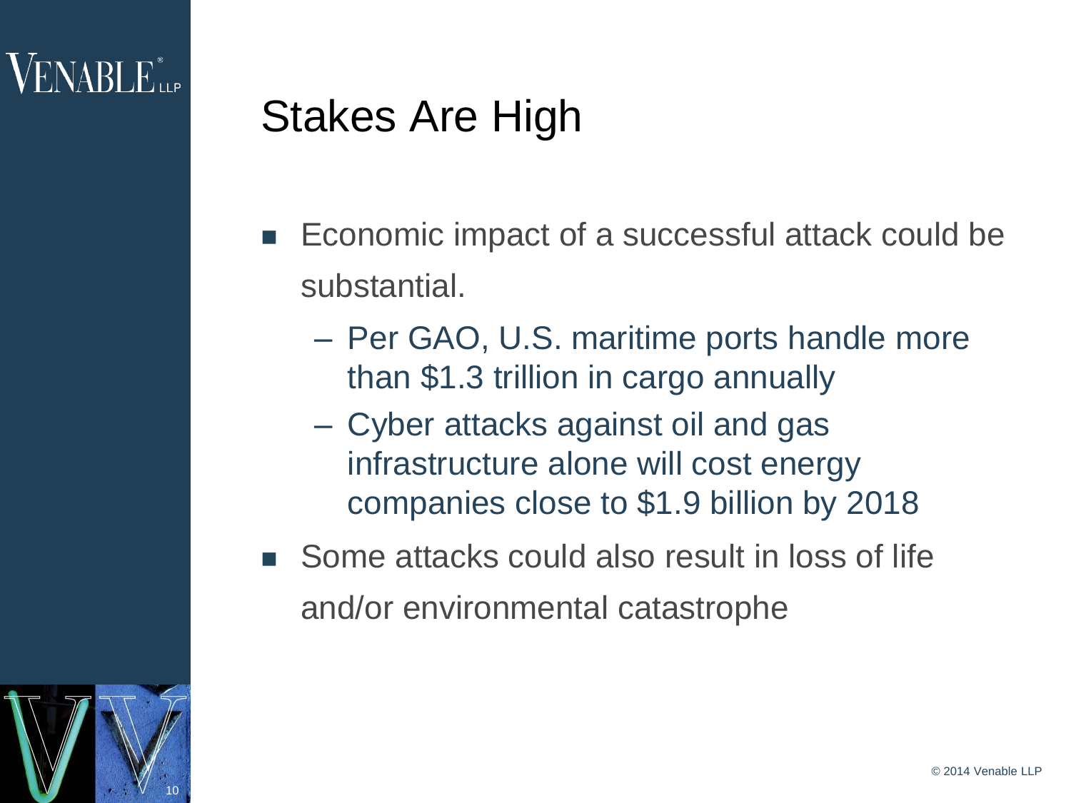# Stakes Are High

- Economic impact of a successful attack could be substantial.
  - Per GAO, U.S. maritime ports handle more than $1.3 trillion in cargo annually
  - Cyber attacks against oil and gas infrastructure alone will cost energy companies close to $1.9 billion by 2018
- Some attacks could also result in loss of life and/or environmental catastrophe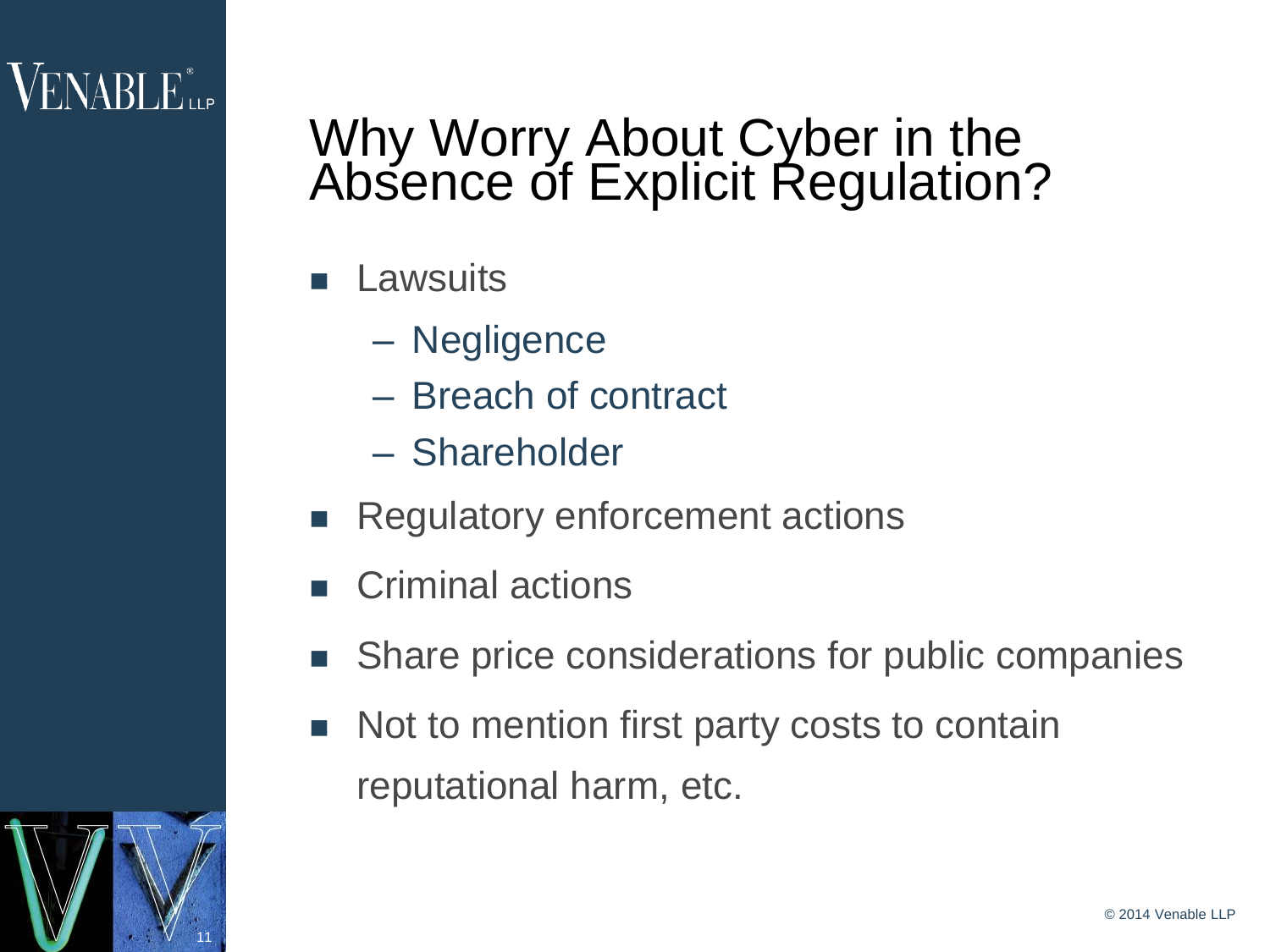# Why Worry About Cyber in the Absence of Explicit Regulation?

- Lawsuits
  - Negligence
  - Breach of contract
  - Shareholder
- Regulatory enforcement actions
- Criminal actions
- Share price considerations for public companies
- Not to mention first party costs to contain reputational harm, etc.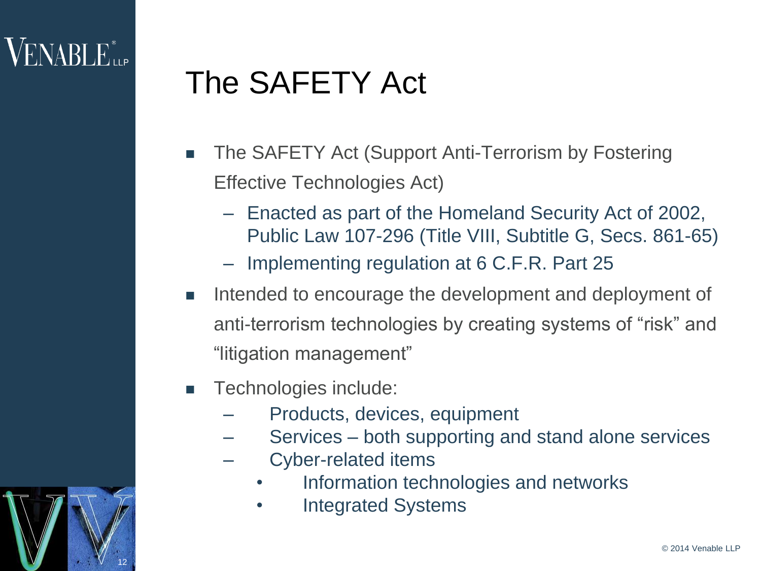# The SAFETY Act

- The SAFETY Act (Support Anti-Terrorism by Fostering Effective Technologies Act)
  - Enacted as part of the Homeland Security Act of 2002, Public Law 107-296 (Title VIII, Subtitle G, Secs. 861-65)
  - Implementing regulation at 6 C.F.R. Part 25
- Intended to encourage the development and deployment of anti-terrorism technologies by creating systems of "risk" and "litigation management"
- Technologies include:
  - Products, devices, equipment
  - Services – both supporting and stand alone services
  - Cyber-related items
    - Information technologies and networks
    - Integrated Systems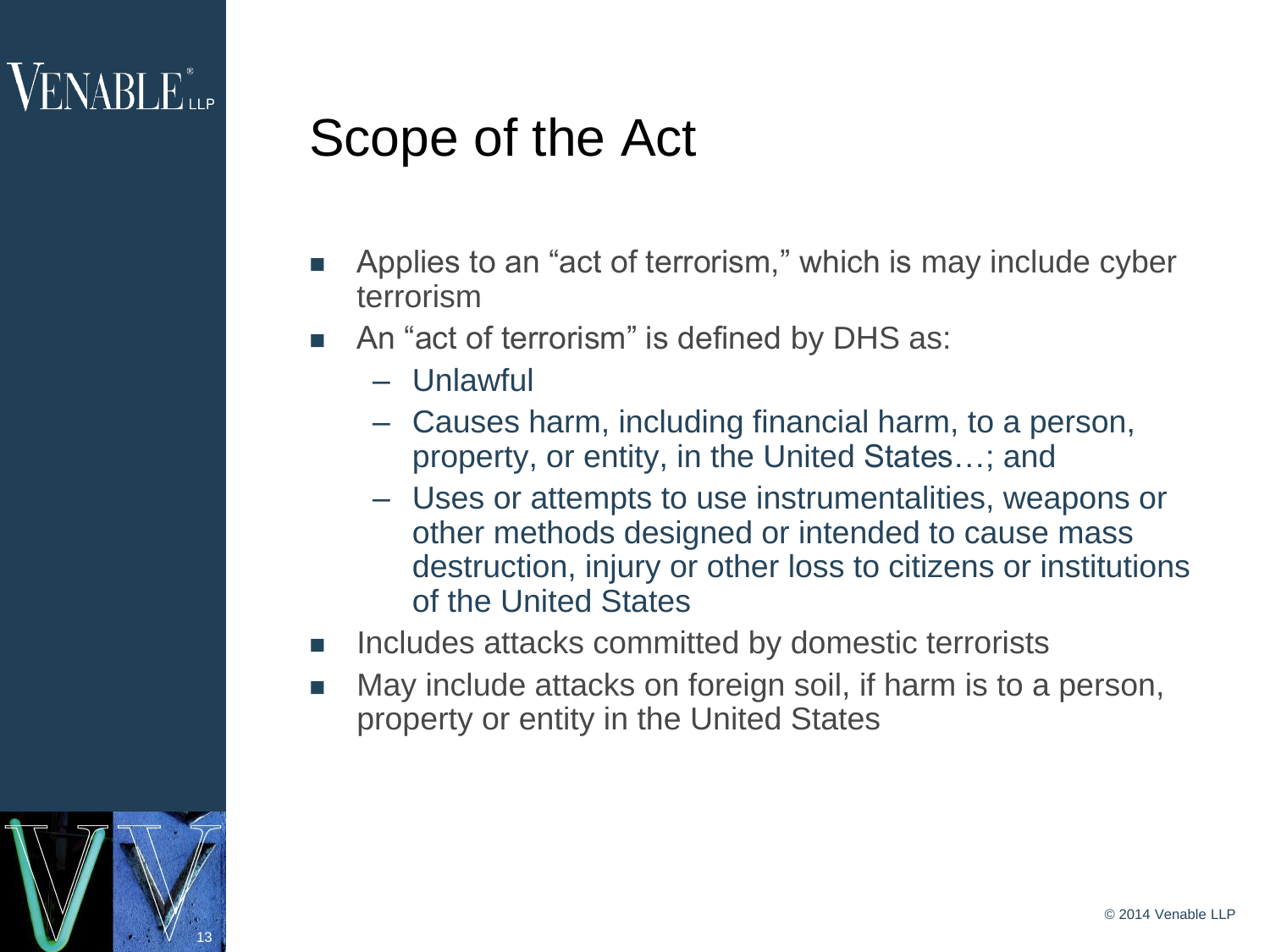# Scope of the Act

- Applies to an "act of terrorism," which is may include cyber terrorism
- An "act of terrorism" is defined by DHS as:
  - Unlawful
  - Causes harm, including financial harm, to a person, property, or entity, in the United States…; and
  - Uses or attempts to use instrumentalities, weapons or other methods designed or intended to cause mass destruction, injury or other loss to citizens or institutions of the United States
- Includes attacks committed by domestic terrorists
- May include attacks on foreign soil, if harm is to a person, property or entity in the United States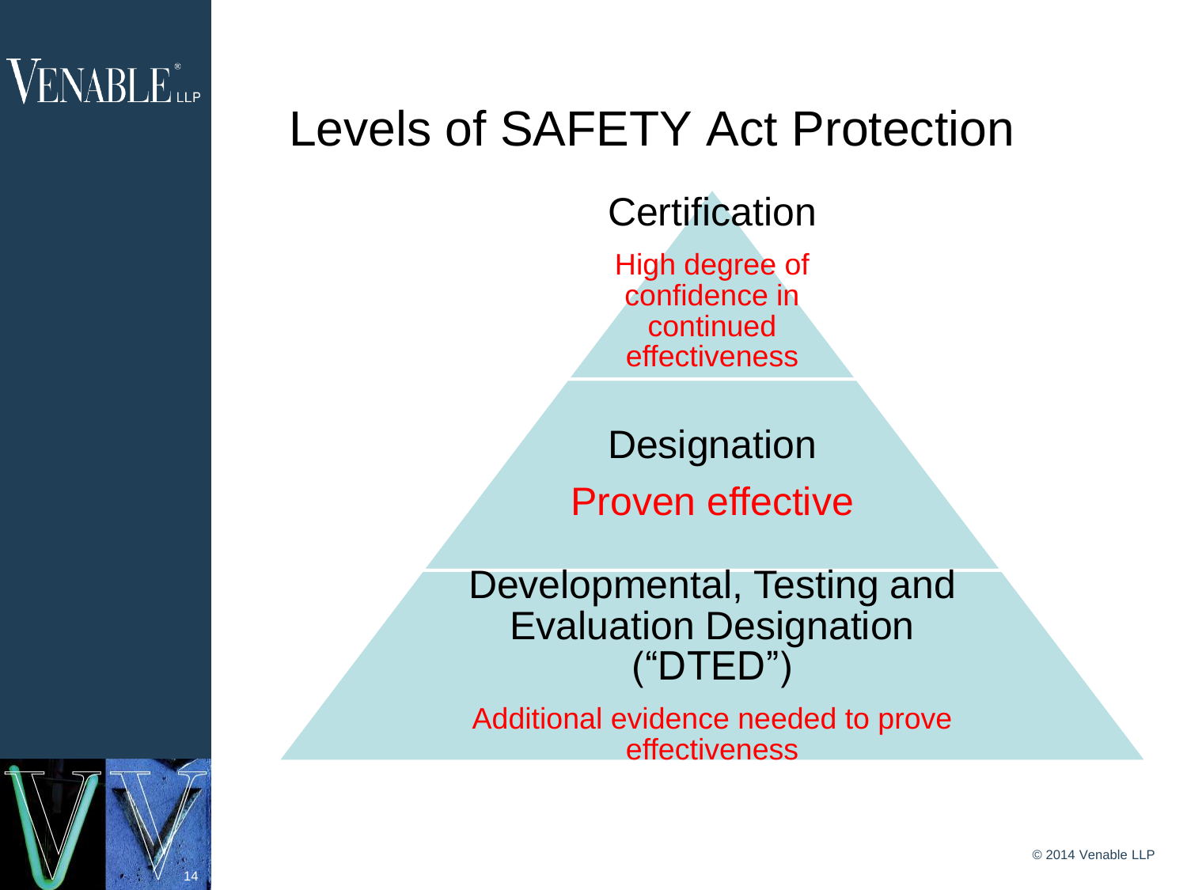# Levels of SAFETY Act Protection

### Certification

High degree of confidence in continued effectiveness

### Designation

Proven effective

### Developmental, Testing and Evaluation Designation ("DTED")

Additional evidence needed to prove effectiveness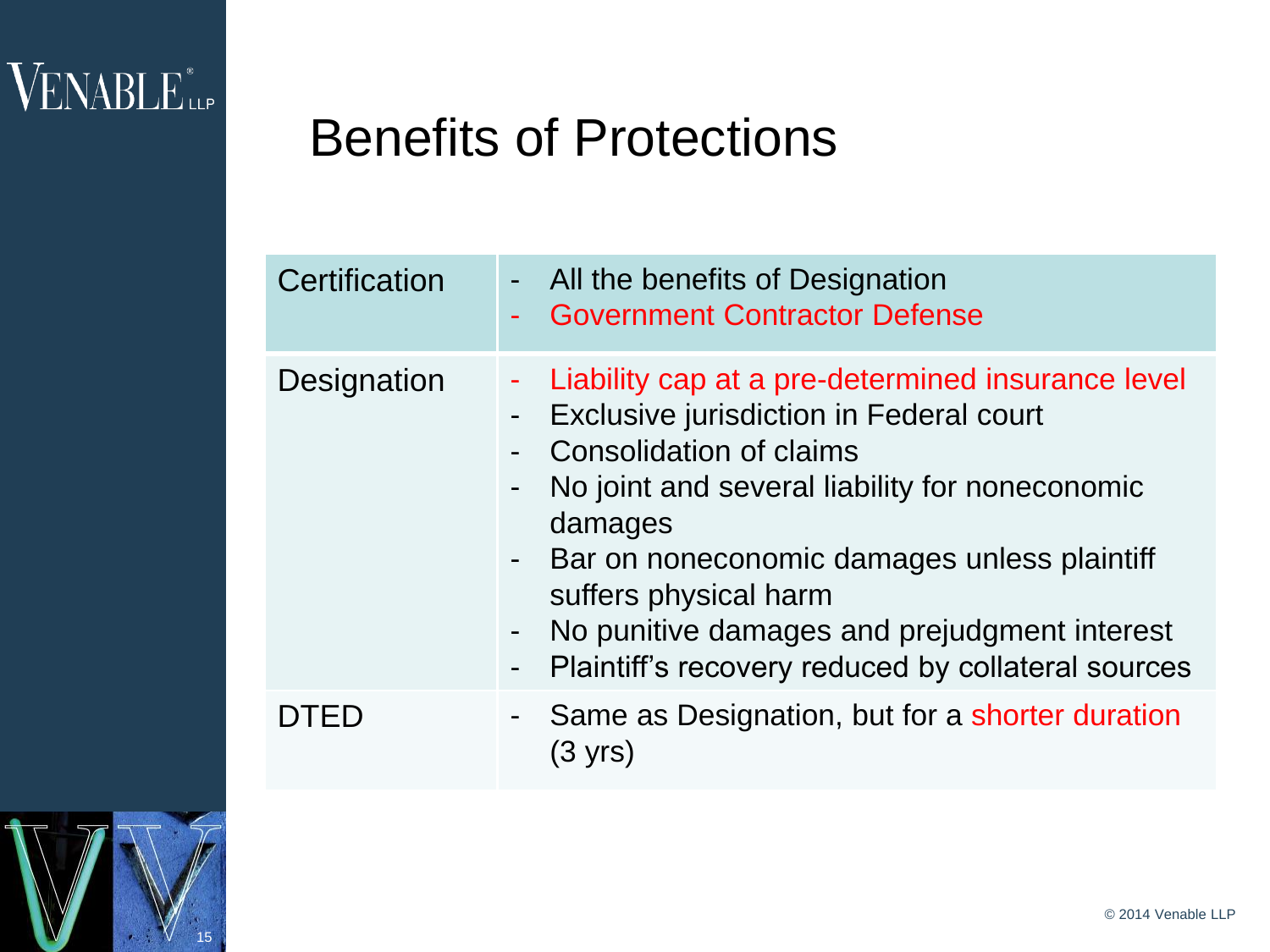# Benefits of Protections

| | |
|---|---|
| Certification | - All the benefits of Designation<br>- Government Contractor Defense |
| Designation | - Liability cap at a pre-determined insurance level<br>- Exclusive jurisdiction in Federal court<br>- Consolidation of claims<br>- No joint and several liability for noneconomic damages<br>- Bar on noneconomic damages unless plaintiff suffers physical harm<br>- No punitive damages and prejudgment interest<br>- Plaintiff's recovery reduced by collateral sources |
| DTED | - Same as Designation, but for a shorter duration (3 yrs) |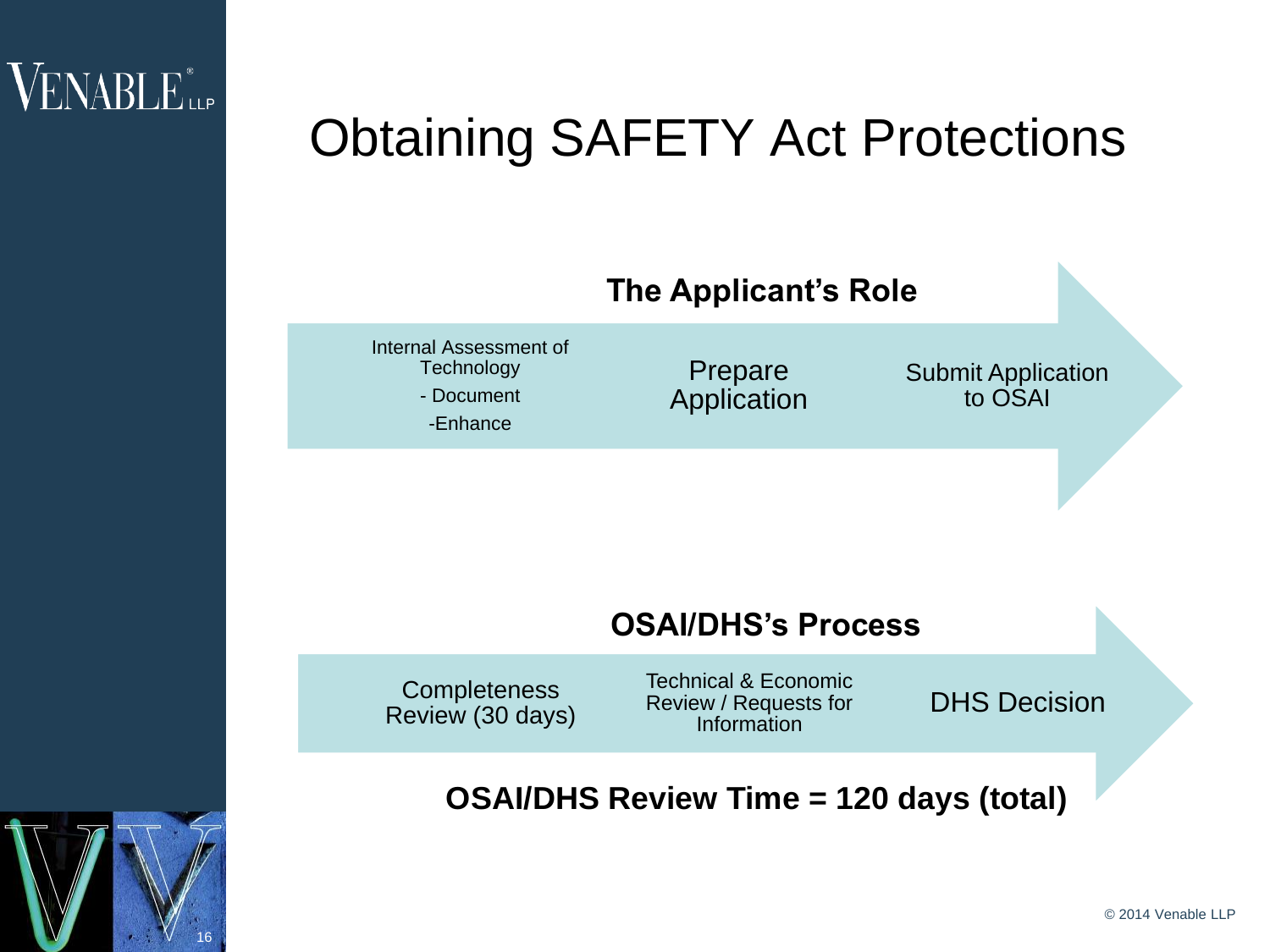# Obtaining SAFETY Act Protections

## The Applicant's Role

- Internal Assessment of Technology
  - Document
  - Enhance
- Prepare Application
- Submit Application to OSAI

## OSAI/DHS's Process

- Completeness Review (30 days)
- Technical & Economic Review / Requests for Information
- DHS Decision

**OSAI/DHS Review Time = 120 days (total)**

© 2014 Venable LLP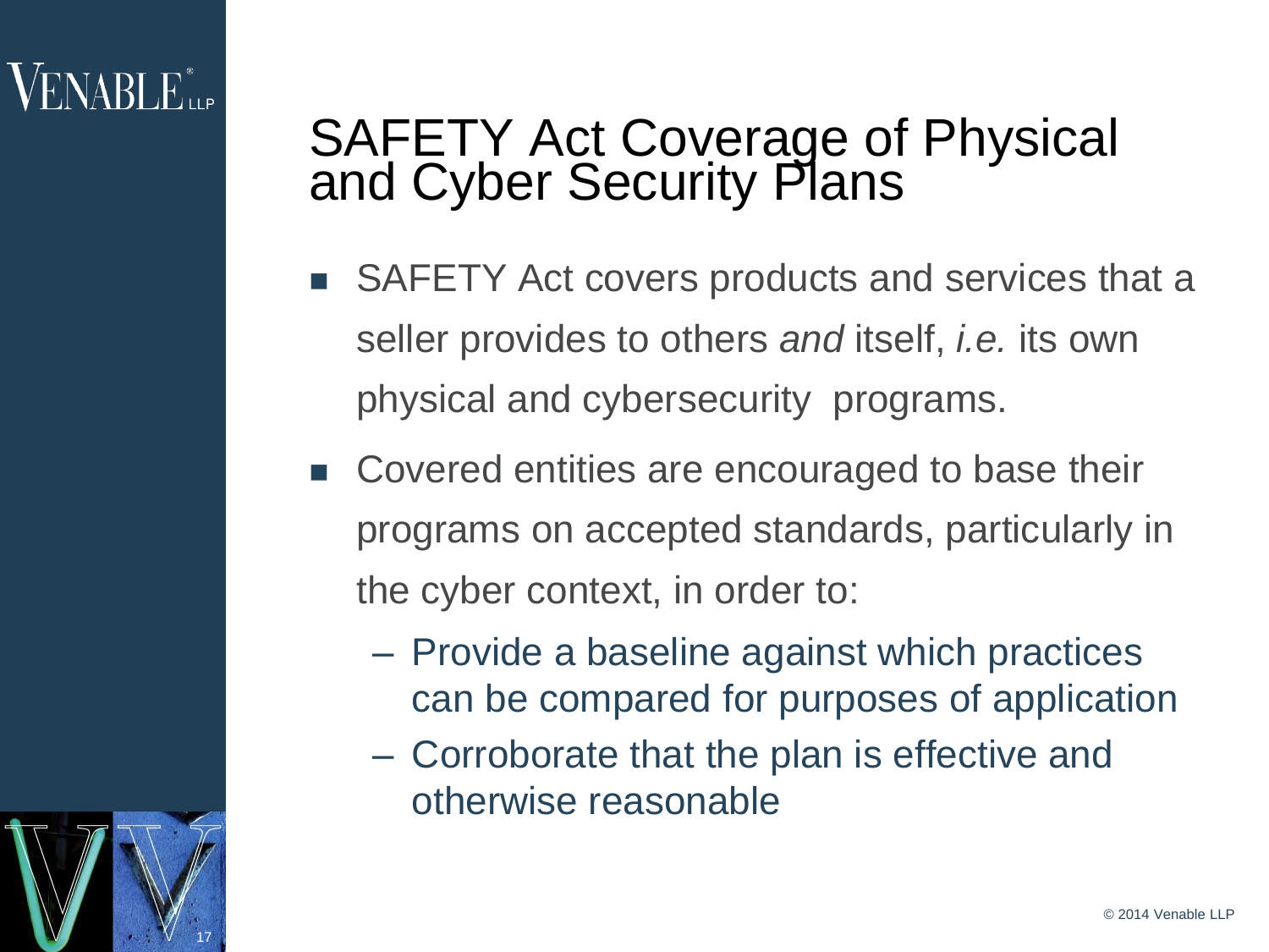# SAFETY Act Coverage of Physical and Cyber Security Plans

- SAFETY Act covers products and services that a seller provides to others *and* itself, *i.e.* its own physical and cybersecurity programs.
- Covered entities are encouraged to base their programs on accepted standards, particularly in the cyber context, in order to:
  - Provide a baseline against which practices can be compared for purposes of application
  - Corroborate that the plan is effective and otherwise reasonable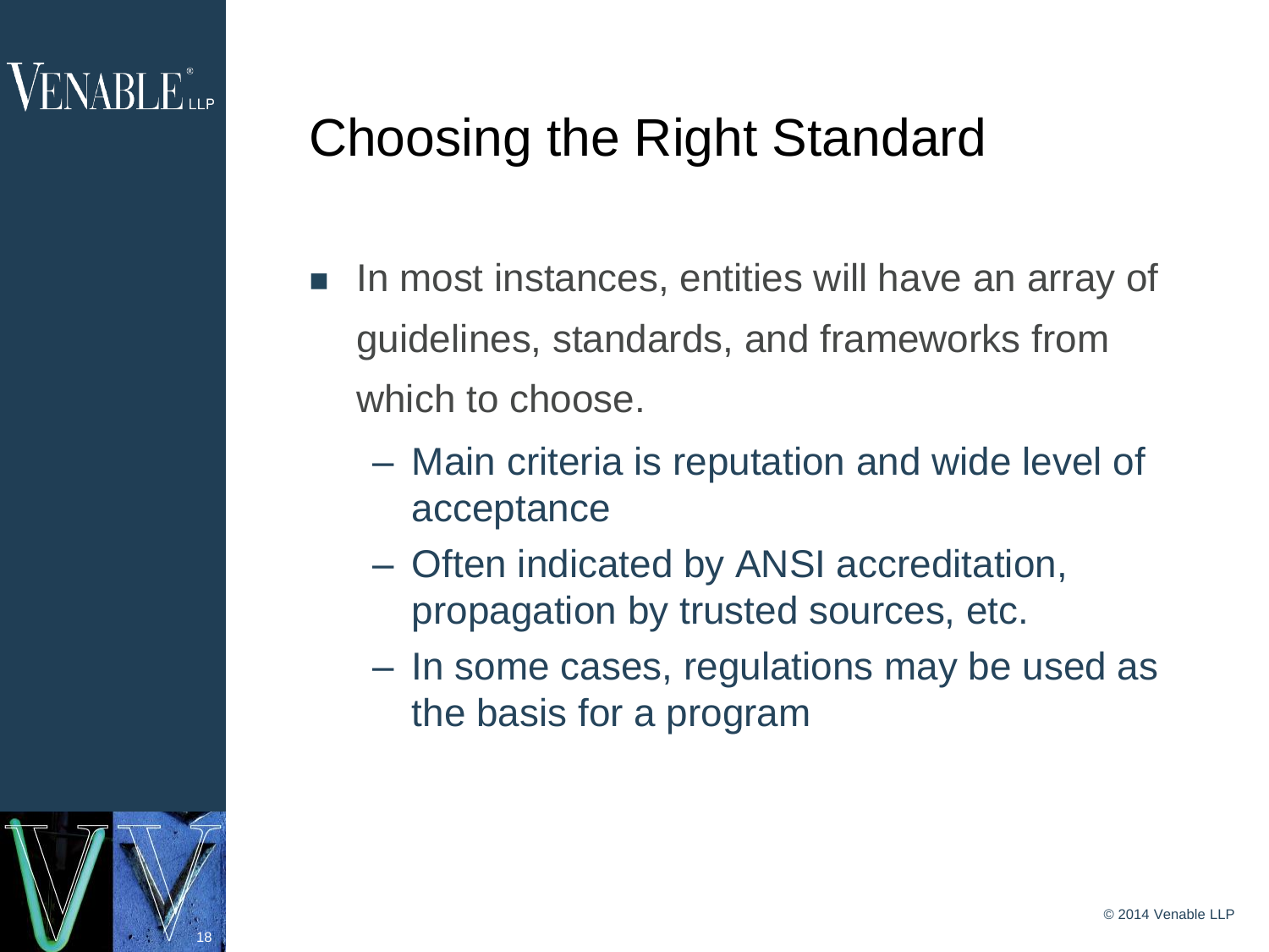# Choosing the Right Standard

- In most instances, entities will have an array of guidelines, standards, and frameworks from which to choose.
  - Main criteria is reputation and wide level of acceptance
  - Often indicated by ANSI accreditation, propagation by trusted sources, etc.
  - In some cases, regulations may be used as the basis for a program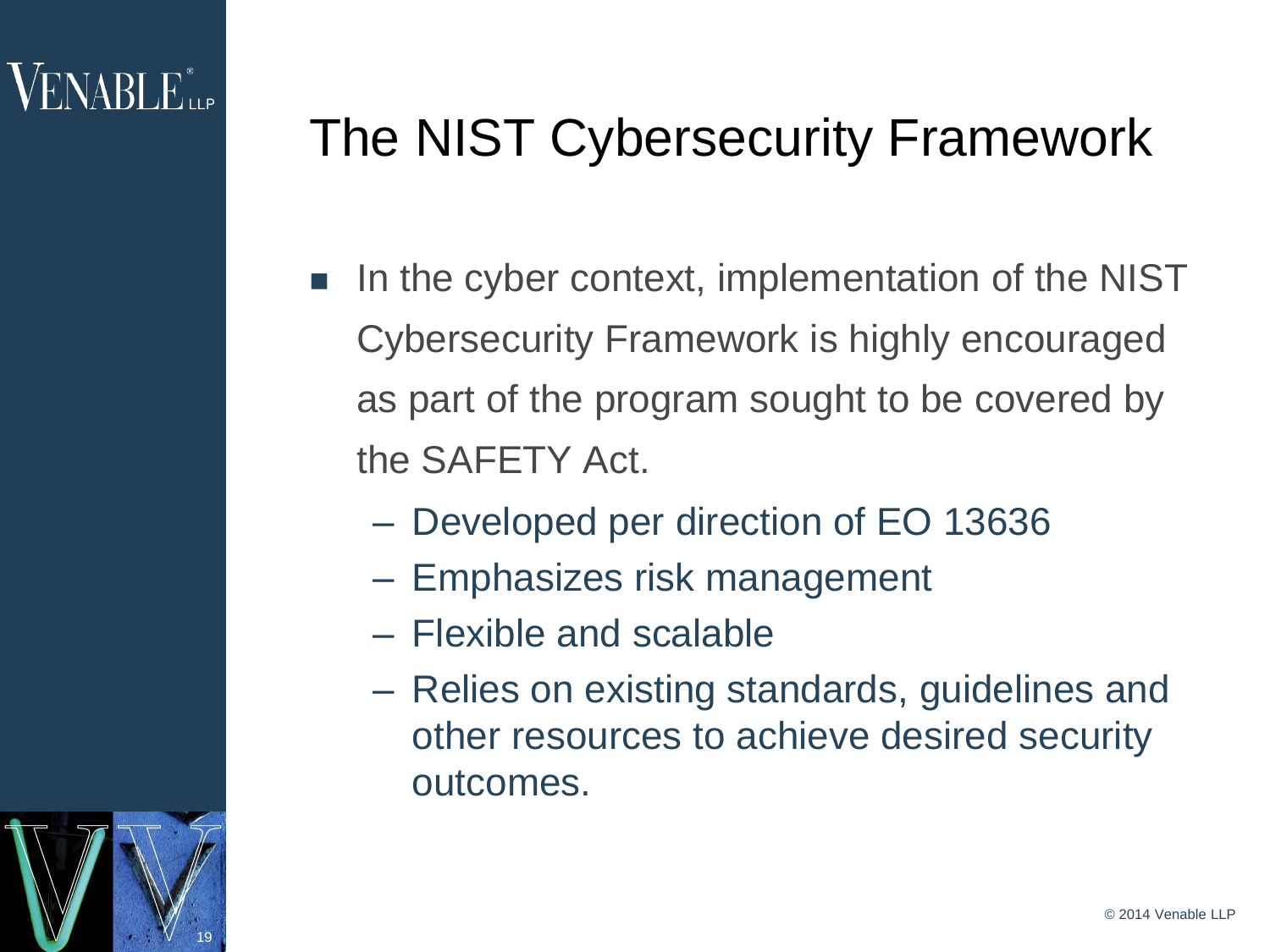# The NIST Cybersecurity Framework

- In the cyber context, implementation of the NIST Cybersecurity Framework is highly encouraged as part of the program sought to be covered by the SAFETY Act.
  - Developed per direction of EO 13636
  - Emphasizes risk management
  - Flexible and scalable
  - Relies on existing standards, guidelines and other resources to achieve desired security outcomes.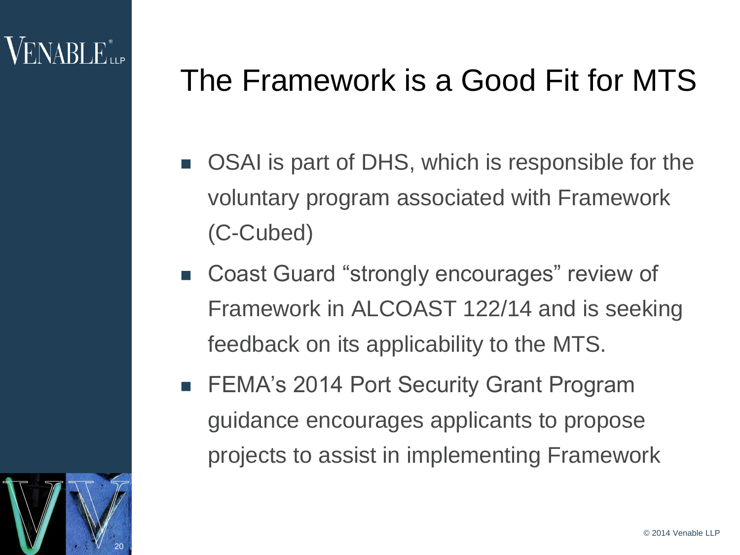# The Framework is a Good Fit for MTS

- OSAI is part of DHS, which is responsible for the voluntary program associated with Framework (C-Cubed)
- Coast Guard “strongly encourages” review of Framework in ALCOAST 122/14 and is seeking feedback on its applicability to the MTS.
- FEMA’s 2014 Port Security Grant Program guidance encourages applicants to propose projects to assist in implementing Framework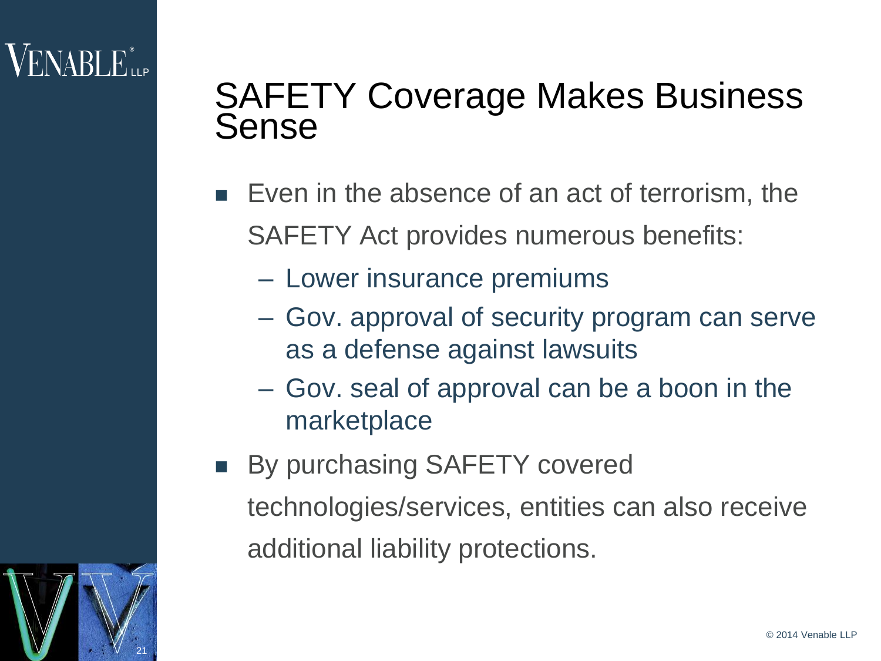# SAFETY Coverage Makes Business Sense

- Even in the absence of an act of terrorism, the SAFETY Act provides numerous benefits:
  - Lower insurance premiums
  - Gov. approval of security program can serve as a defense against lawsuits
  - Gov. seal of approval can be a boon in the marketplace
- By purchasing SAFETY covered technologies/services, entities can also receive additional liability protections.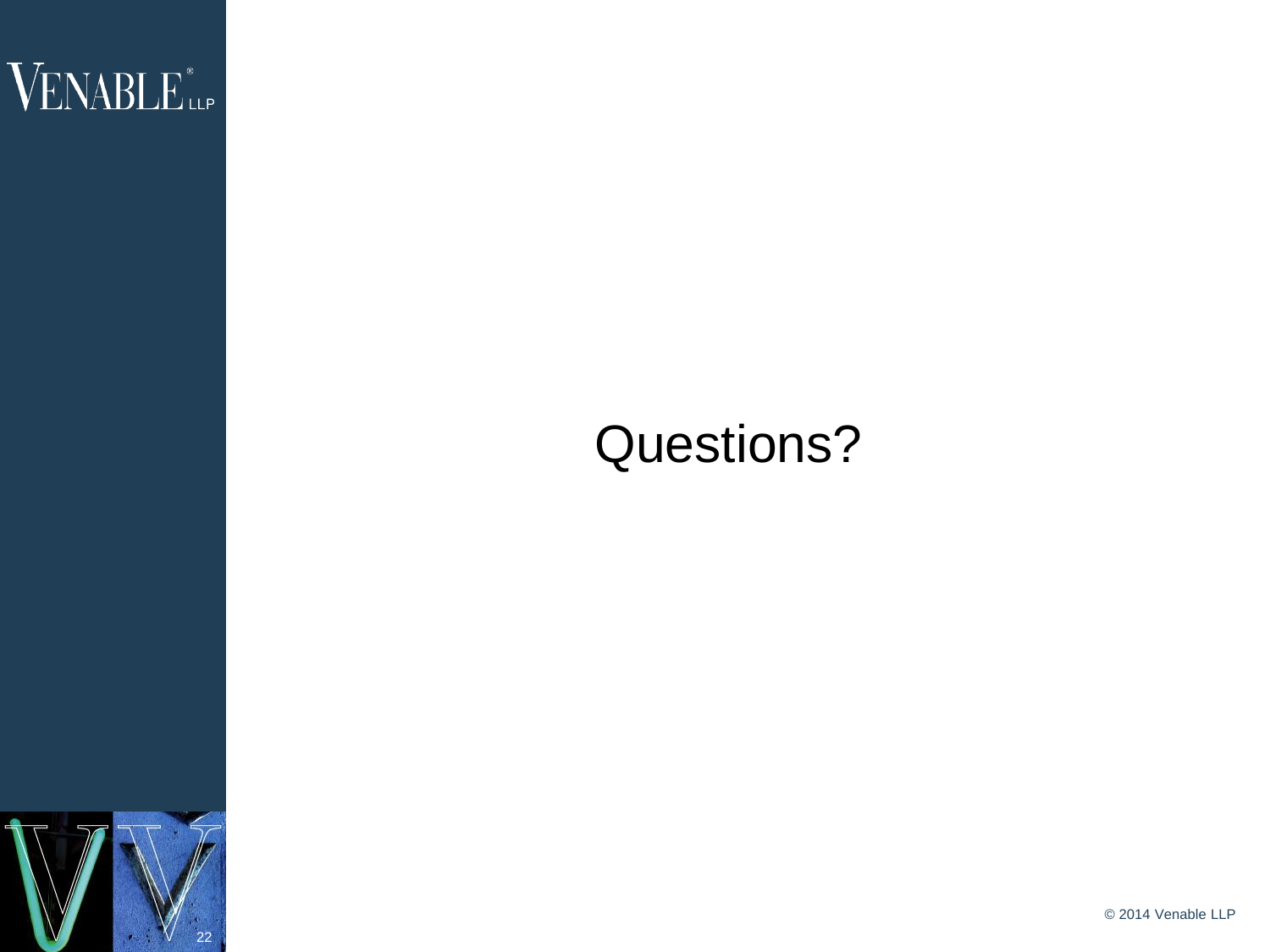Questions?